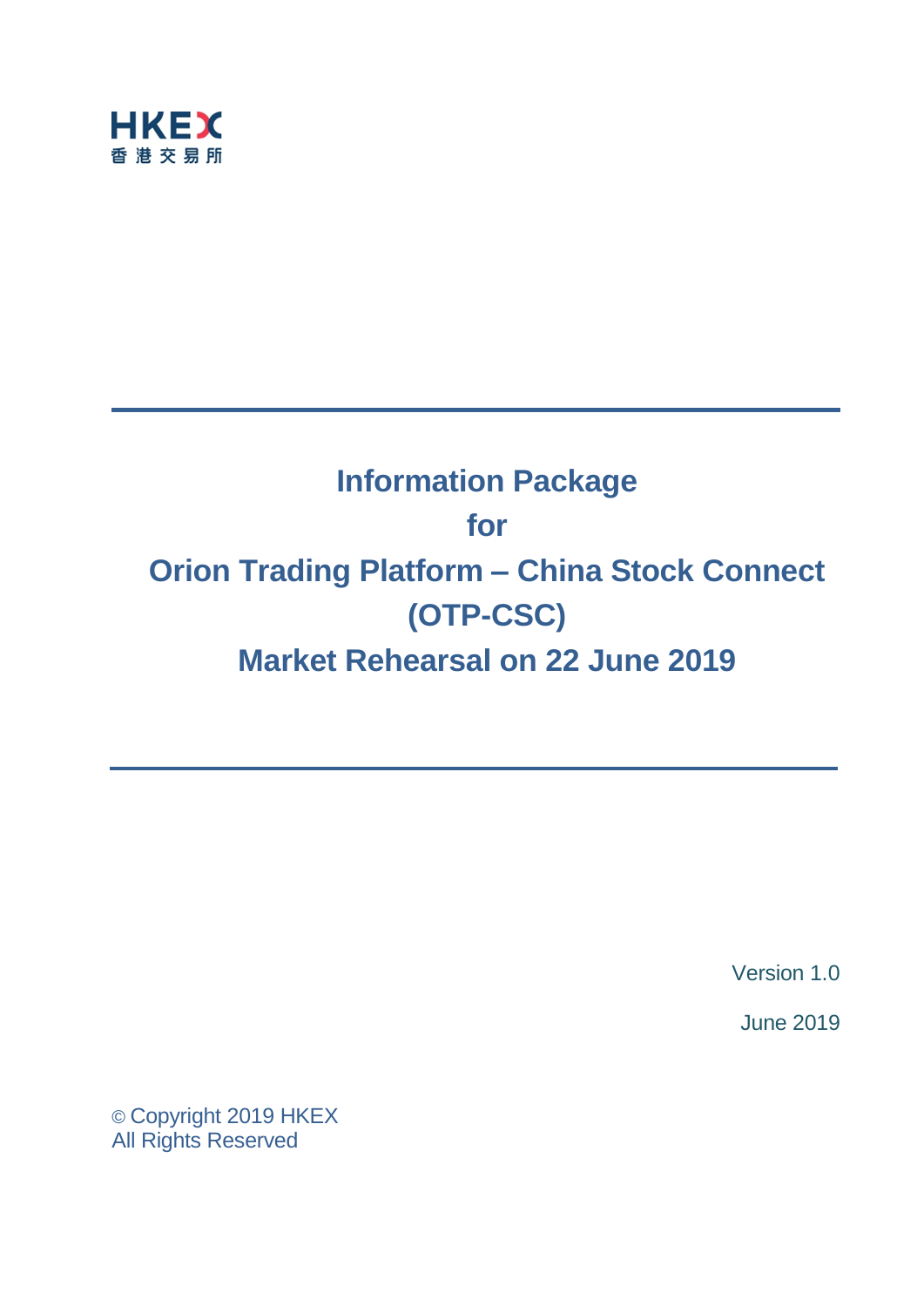HKEX
香 港 交 易 所

# Information Package for Orion Trading Platform – China Stock Connect (OTP-CSC) Market Rehearsal on 22 June 2019

Version 1.0

June 2019

© Copyright 2019 HKEX
All Rights Reserved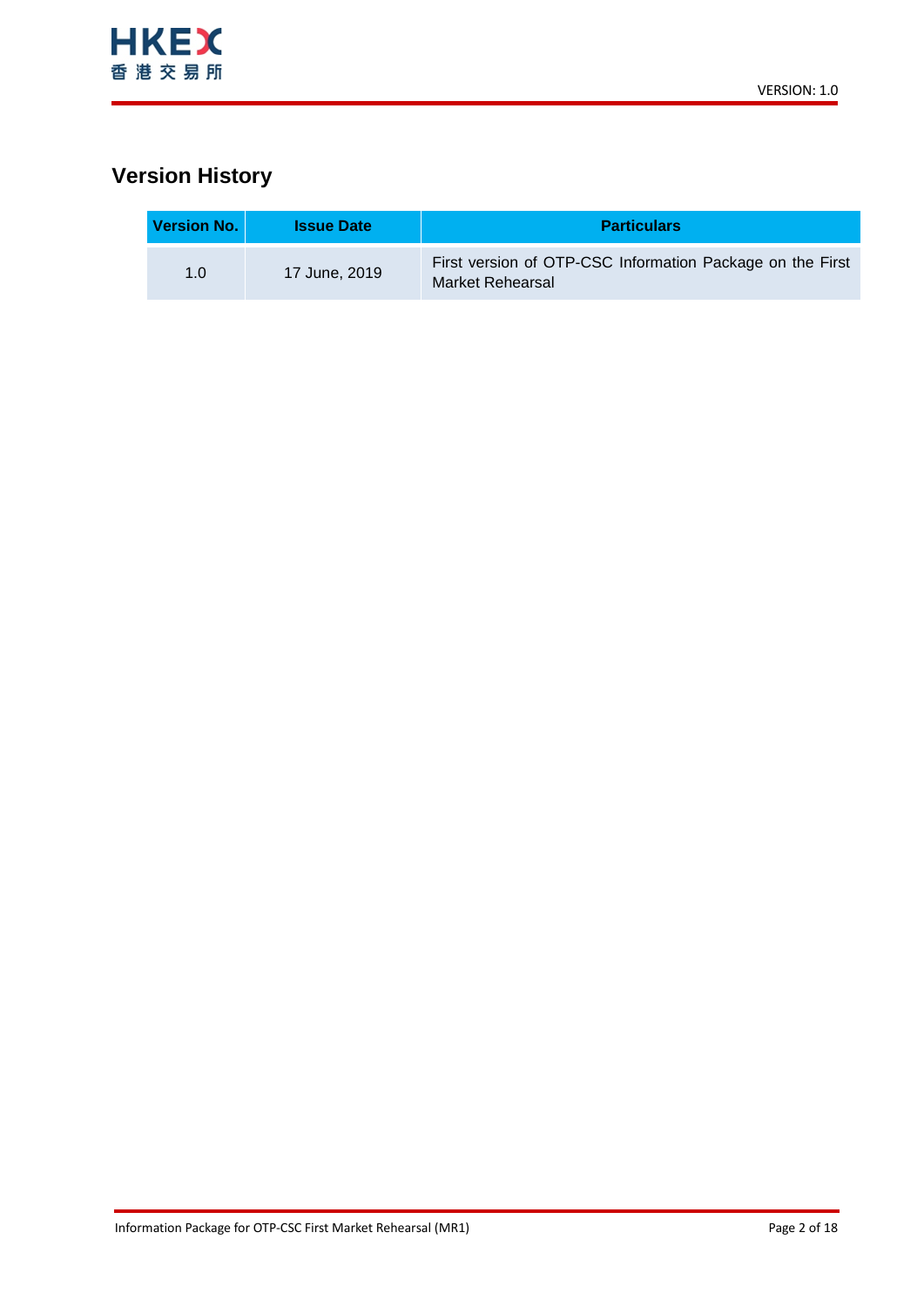## Version History

| Version No. | Issue Date | Particulars |
| --- | --- | --- |
| 1.0 | 17 June, 2019 | First version of OTP-CSC Information Package on the First Market Rehearsal |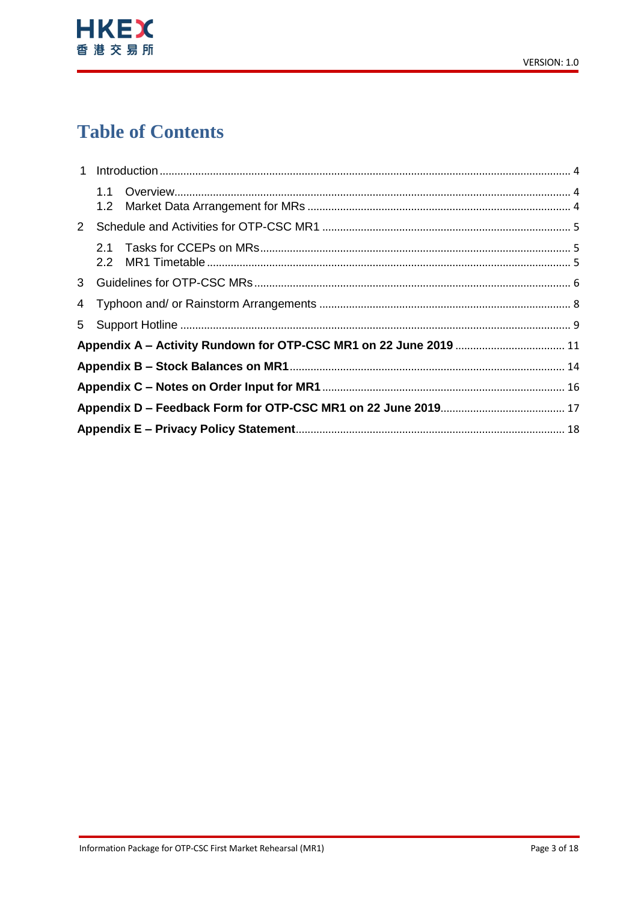# Table of Contents

1 Introduction ..... 4

- 1.1 Overview ..... 4
- 1.2 Market Data Arrangement for MRs ..... 4

2 Schedule and Activities for OTP-CSC MR1 ..... 5

- 2.1 Tasks for CCEPs on MRs ..... 5
- 2.2 MR1 Timetable ..... 5

3 Guidelines for OTP-CSC MRs ..... 6

4 Typhoon and/ or Rainstorm Arrangements ..... 8

5 Support Hotline ..... 9

**Appendix A – Activity Rundown for OTP-CSC MR1 on 22 June 2019** ..... 11

**Appendix B – Stock Balances on MR1** ..... 14

**Appendix C – Notes on Order Input for MR1** ..... 16

**Appendix D – Feedback Form for OTP-CSC MR1 on 22 June 2019** ..... 17

**Appendix E – Privacy Policy Statement** ..... 18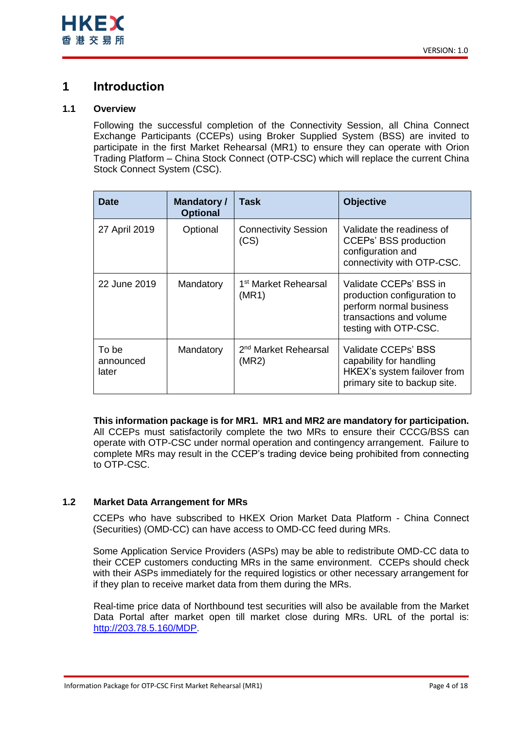# 1 Introduction

## 1.1 Overview

Following the successful completion of the Connectivity Session, all China Connect Exchange Participants (CCEPs) using Broker Supplied System (BSS) are invited to participate in the first Market Rehearsal (MR1) to ensure they can operate with Orion Trading Platform – China Stock Connect (OTP-CSC) which will replace the current China Stock Connect System (CSC).

| Date | Mandatory / Optional | Task | Objective |
|---|---|---|---|
| 27 April 2019 | Optional | Connectivity Session (CS) | Validate the readiness of CCEPs' BSS production configuration and connectivity with OTP-CSC. |
| 22 June 2019 | Mandatory | 1st Market Rehearsal (MR1) | Validate CCEPs' BSS in production configuration to perform normal business transactions and volume testing with OTP-CSC. |
| To be announced later | Mandatory | 2nd Market Rehearsal (MR2) | Validate CCEPs' BSS capability for handling HKEX's system failover from primary site to backup site. |

**This information package is for MR1. MR1 and MR2 are mandatory for participation.** All CCEPs must satisfactorily complete the two MRs to ensure their CCCG/BSS can operate with OTP-CSC under normal operation and contingency arrangement. Failure to complete MRs may result in the CCEP's trading device being prohibited from connecting to OTP-CSC.

## 1.2 Market Data Arrangement for MRs

CCEPs who have subscribed to HKEX Orion Market Data Platform - China Connect (Securities) (OMD-CC) can have access to OMD-CC feed during MRs.

Some Application Service Providers (ASPs) may be able to redistribute OMD-CC data to their CCEP customers conducting MRs in the same environment. CCEPs should check with their ASPs immediately for the required logistics or other necessary arrangement for if they plan to receive market data from them during the MRs.

Real-time price data of Northbound test securities will also be available from the Market Data Portal after market open till market close during MRs. URL of the portal is: [http://203.78.5.160/MDP](http://203.78.5.160/MDP).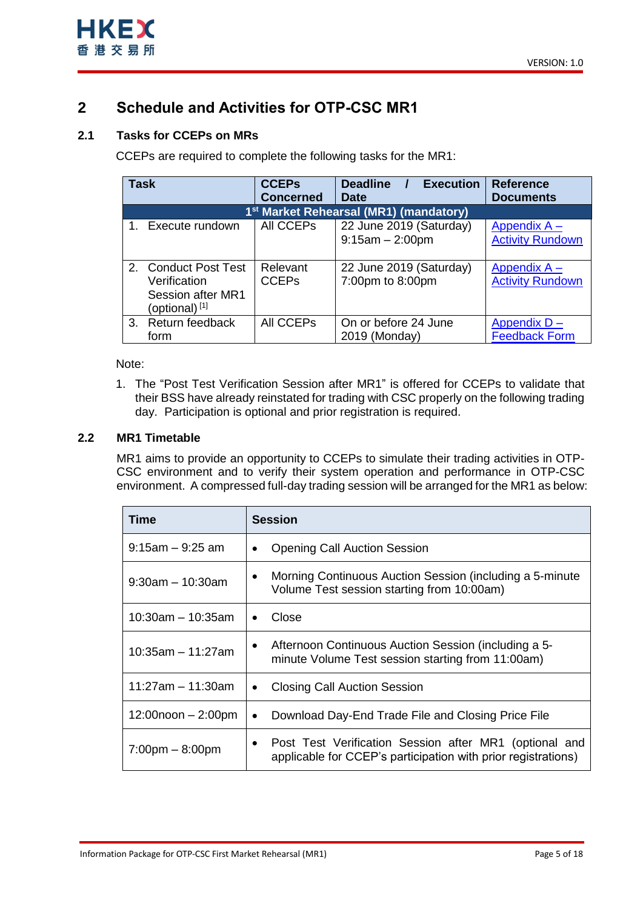## 2 Schedule and Activities for OTP-CSC MR1

### 2.1 Tasks for CCEPs on MRs

CCEPs are required to complete the following tasks for the MR1:

| Task | CCEPs Concerned | Deadline / Execution Date | Reference Documents |
|---|---|---|---|
| **1st Market Rehearsal (MR1) (mandatory)** | | | |
| 1. Execute rundown | All CCEPs | 22 June 2019 (Saturday) 9:15am – 2:00pm | Appendix A – Activity Rundown |
| 2. Conduct Post Test Verification Session after MR1 (optional) [1] | Relevant CCEPs | 22 June 2019 (Saturday) 7:00pm to 8:00pm | Appendix A – Activity Rundown |
| 3. Return feedback form | All CCEPs | On or before 24 June 2019 (Monday) | Appendix D – Feedback Form |

Note:

1. The "Post Test Verification Session after MR1" is offered for CCEPs to validate that their BSS have already reinstated for trading with CSC properly on the following trading day. Participation is optional and prior registration is required.

### 2.2 MR1 Timetable

MR1 aims to provide an opportunity to CCEPs to simulate their trading activities in OTP-CSC environment and to verify their system operation and performance in OTP-CSC environment. A compressed full-day trading session will be arranged for the MR1 as below:

| Time | Session |
|---|---|
| 9:15am – 9:25 am | • Opening Call Auction Session |
| 9:30am – 10:30am | • Morning Continuous Auction Session (including a 5-minute Volume Test session starting from 10:00am) |
| 10:30am – 10:35am | • Close |
| 10:35am – 11:27am | • Afternoon Continuous Auction Session (including a 5-minute Volume Test session starting from 11:00am) |
| 11:27am – 11:30am | • Closing Call Auction Session |
| 12:00noon – 2:00pm | • Download Day-End Trade File and Closing Price File |
| 7:00pm – 8:00pm | • Post Test Verification Session after MR1 (optional and applicable for CCEP's participation with prior registrations) |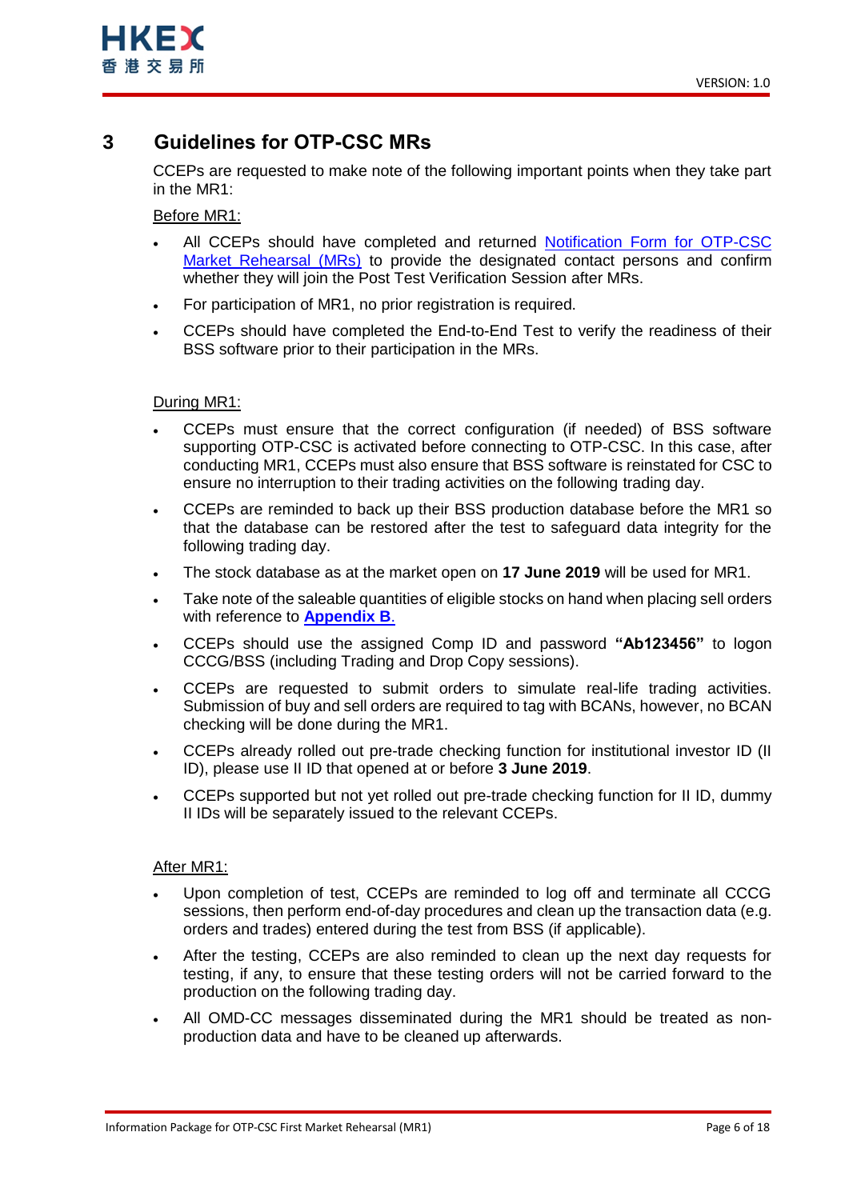## 3 Guidelines for OTP-CSC MRs

CCEPs are requested to make note of the following important points when they take part in the MR1:

Before MR1:

- All CCEPs should have completed and returned [Notification Form for OTP-CSC Market Rehearsal (MRs)] to provide the designated contact persons and confirm whether they will join the Post Test Verification Session after MRs.
- For participation of MR1, no prior registration is required.
- CCEPs should have completed the End-to-End Test to verify the readiness of their BSS software prior to their participation in the MRs.

During MR1:

- CCEPs must ensure that the correct configuration (if needed) of BSS software supporting OTP-CSC is activated before connecting to OTP-CSC. In this case, after conducting MR1, CCEPs must also ensure that BSS software is reinstated for CSC to ensure no interruption to their trading activities on the following trading day.
- CCEPs are reminded to back up their BSS production database before the MR1 so that the database can be restored after the test to safeguard data integrity for the following trading day.
- The stock database as at the market open on **17 June 2019** will be used for MR1.
- Take note of the saleable quantities of eligible stocks on hand when placing sell orders with reference to **Appendix B**.
- CCEPs should use the assigned Comp ID and password **"Ab123456"** to logon CCCG/BSS (including Trading and Drop Copy sessions).
- CCEPs are requested to submit orders to simulate real-life trading activities. Submission of buy and sell orders are required to tag with BCANs, however, no BCAN checking will be done during the MR1.
- CCEPs already rolled out pre-trade checking function for institutional investor ID (II ID), please use II ID that opened at or before **3 June 2019**.
- CCEPs supported but not yet rolled out pre-trade checking function for II ID, dummy II IDs will be separately issued to the relevant CCEPs.

After MR1:

- Upon completion of test, CCEPs are reminded to log off and terminate all CCCG sessions, then perform end-of-day procedures and clean up the transaction data (e.g. orders and trades) entered during the test from BSS (if applicable).
- After the testing, CCEPs are also reminded to clean up the next day requests for testing, if any, to ensure that these testing orders will not be carried forward to the production on the following trading day.
- All OMD-CC messages disseminated during the MR1 should be treated as non-production data and have to be cleaned up afterwards.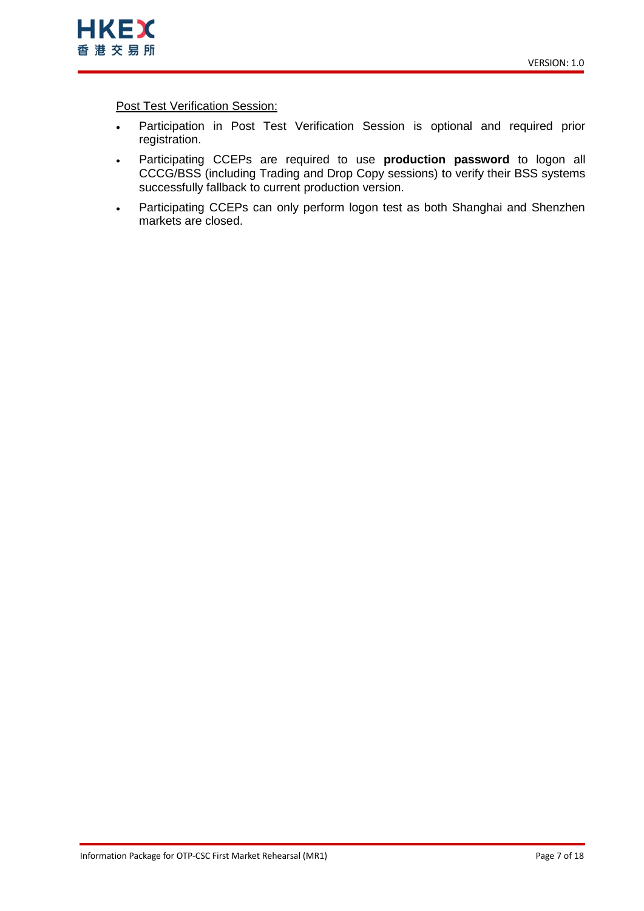<u>Post Test Verification Session:</u>

- Participation in Post Test Verification Session is optional and required prior registration.
- Participating CCEPs are required to use **production password** to logon all CCCG/BSS (including Trading and Drop Copy sessions) to verify their BSS systems successfully fallback to current production version.
- Participating CCEPs can only perform logon test as both Shanghai and Shenzhen markets are closed.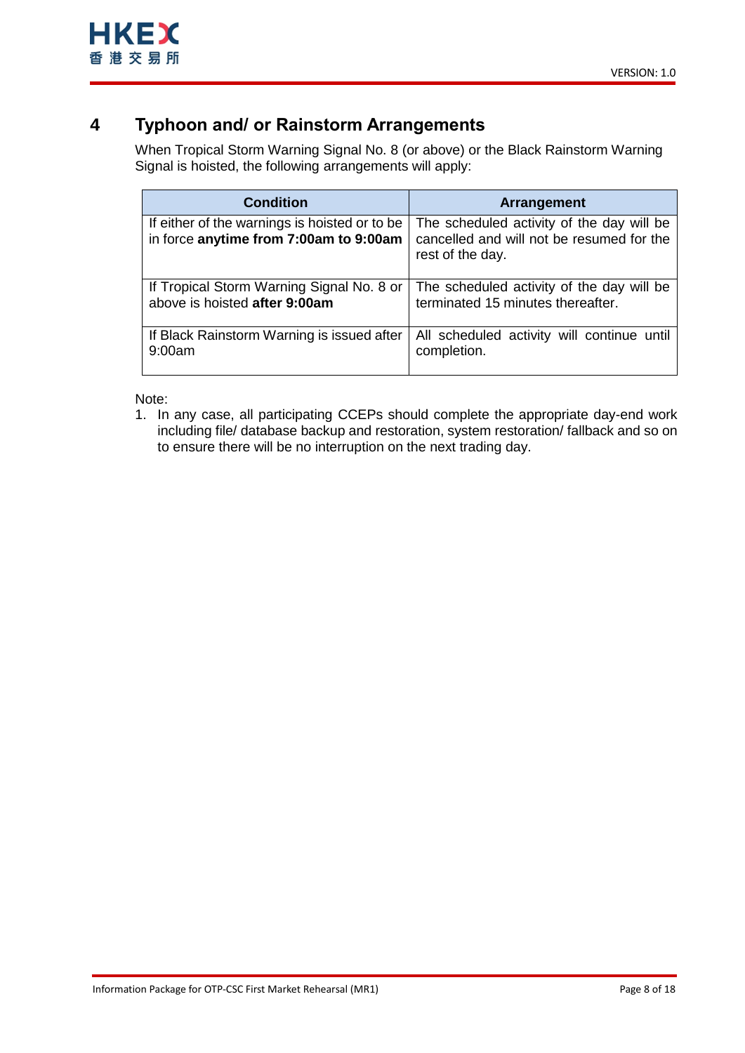# 4 Typhoon and/ or Rainstorm Arrangements

When Tropical Storm Warning Signal No. 8 (or above) or the Black Rainstorm Warning Signal is hoisted, the following arrangements will apply:

| Condition | Arrangement |
|---|---|
| If either of the warnings is hoisted or to be in force **anytime from 7:00am to 9:00am** | The scheduled activity of the day will be cancelled and will not be resumed for the rest of the day. |
| If Tropical Storm Warning Signal No. 8 or above is hoisted **after 9:00am** | The scheduled activity of the day will be terminated 15 minutes thereafter. |
| If Black Rainstorm Warning is issued after 9:00am | All scheduled activity will continue until completion. |

Note:

1. In any case, all participating CCEPs should complete the appropriate day-end work including file/ database backup and restoration, system restoration/ fallback and so on to ensure there will be no interruption on the next trading day.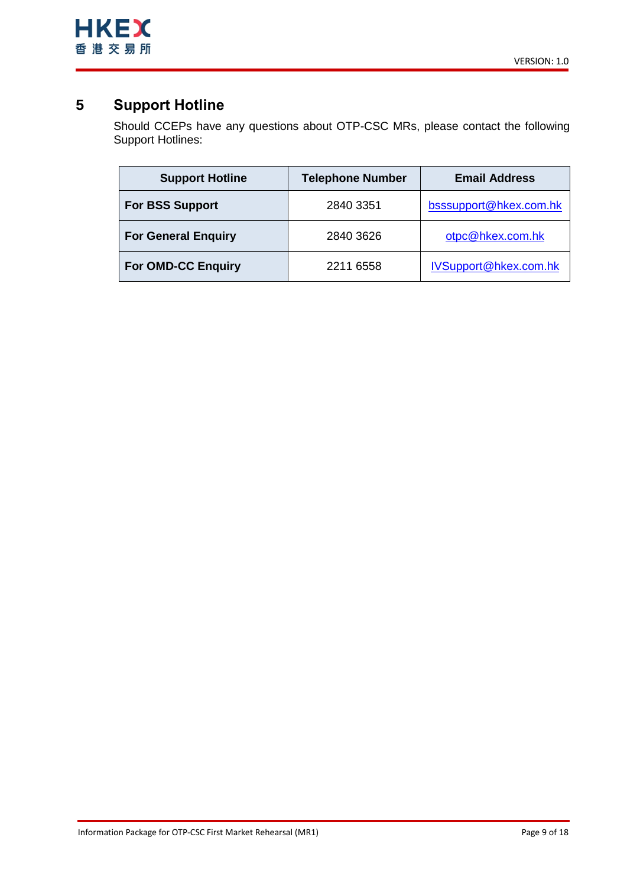# 5 Support Hotline

Should CCEPs have any questions about OTP-CSC MRs, please contact the following Support Hotlines:

| Support Hotline | Telephone Number | Email Address |
| --- | --- | --- |
| **For BSS Support** | 2840 3351 | bsssupport@hkex.com.hk |
| **For General Enquiry** | 2840 3626 | otpc@hkex.com.hk |
| **For OMD-CC Enquiry** | 2211 6558 | IVSupport@hkex.com.hk |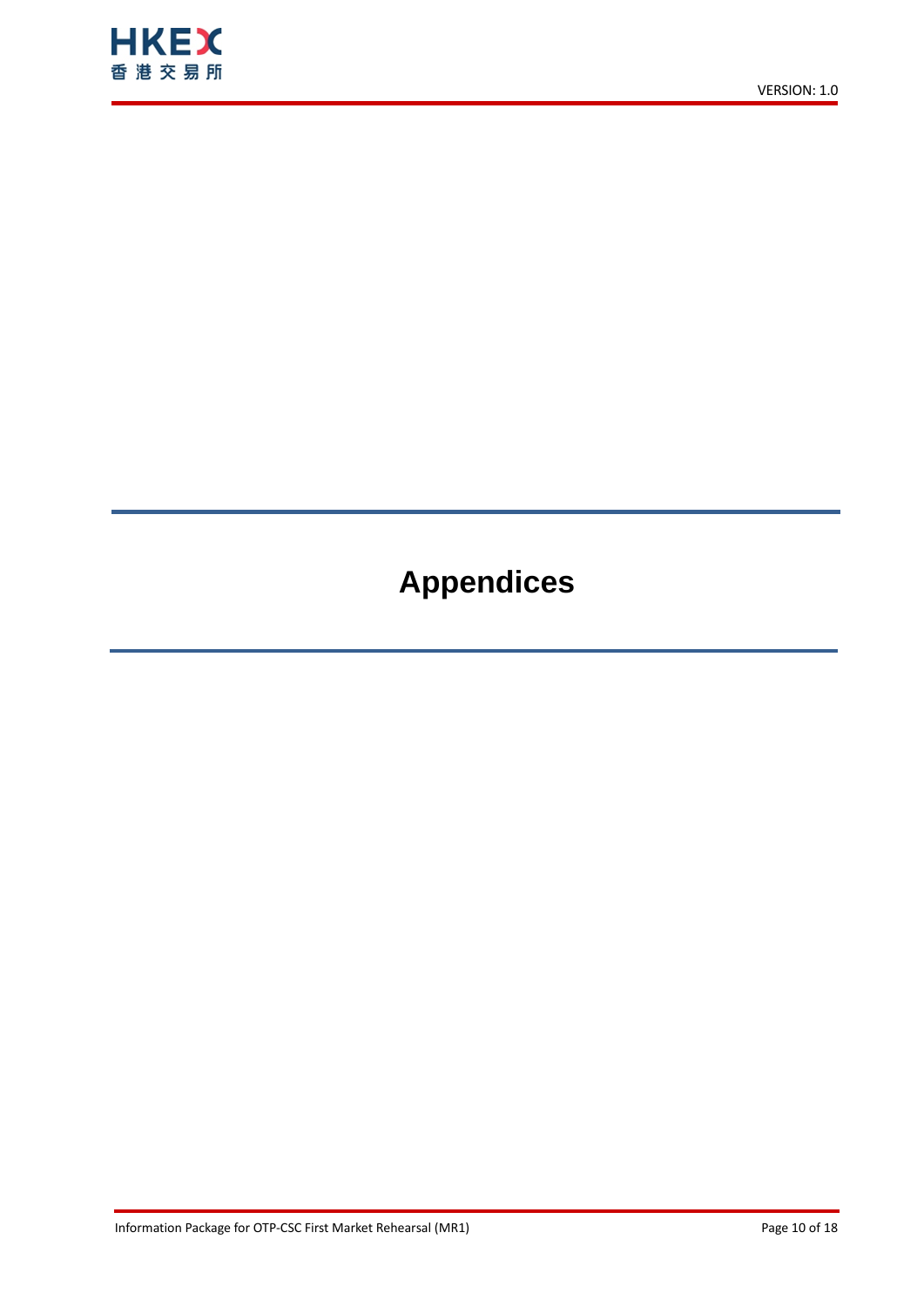# Appendices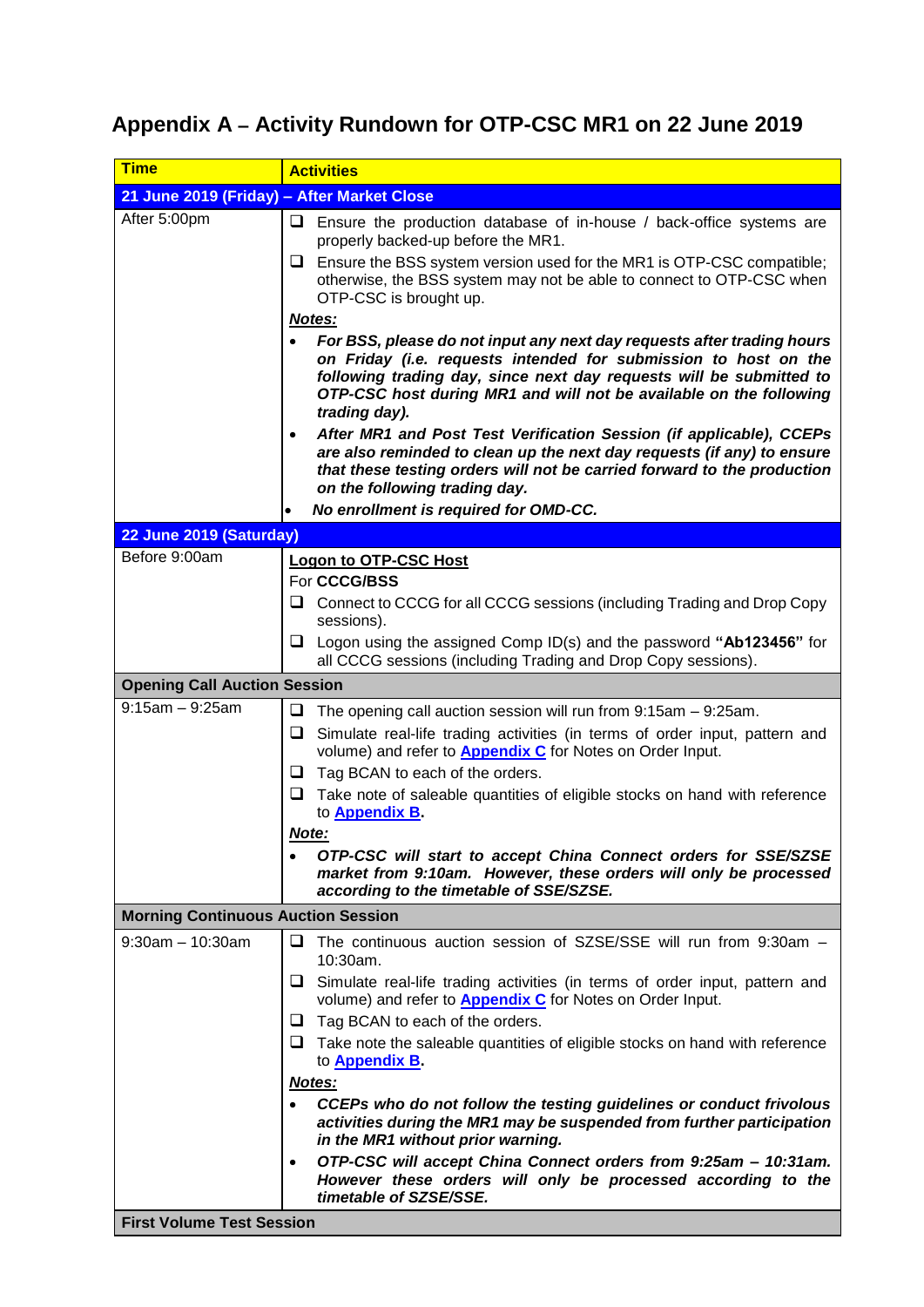## Appendix A – Activity Rundown for OTP-CSC MR1 on 22 June 2019

| Time | Activities |
|---|---|
| **21 June 2019 (Friday) – After Market Close** | |
| After 5:00pm | ❑ Ensure the production database of in-house / back-office systems are properly backed-up before the MR1.<br>❑ Ensure the BSS system version used for the MR1 is OTP-CSC compatible; otherwise, the BSS system may not be able to connect to OTP-CSC when OTP-CSC is brought up.<br>***Notes:***<br>• ***For BSS, please do not input any next day requests after trading hours on Friday (i.e. requests intended for submission to host on the following trading day, since next day requests will be submitted to OTP-CSC host during MR1 and will not be available on the following trading day).***<br>• ***After MR1 and Post Test Verification Session (if applicable), CCEPs are also reminded to clean up the next day requests (if any) to ensure that these testing orders will not be carried forward to the production on the following trading day.***<br>• ***No enrollment is required for OMD-CC.*** |
| **22 June 2019 (Saturday)** | |
| Before 9:00am | **Logon to OTP-CSC Host**<br>For **CCCG/BSS**<br>❑ Connect to CCCG for all CCCG sessions (including Trading and Drop Copy sessions).<br>❑ Logon using the assigned Comp ID(s) and the password **"Ab123456"** for all CCCG sessions (including Trading and Drop Copy sessions). |
| **Opening Call Auction Session** | |
| 9:15am – 9:25am | ❑ The opening call auction session will run from 9:15am – 9:25am.<br>❑ Simulate real-life trading activities (in terms of order input, pattern and volume) and refer to **Appendix C** for Notes on Order Input.<br>❑ Tag BCAN to each of the orders.<br>❑ Take note of saleable quantities of eligible stocks on hand with reference to **Appendix B**.<br>***Note:***<br>• ***OTP-CSC will start to accept China Connect orders for SSE/SZSE market from 9:10am. However, these orders will only be processed according to the timetable of SSE/SZSE.*** |
| **Morning Continuous Auction Session** | |
| 9:30am – 10:30am | ❑ The continuous auction session of SZSE/SSE will run from 9:30am – 10:30am.<br>❑ Simulate real-life trading activities (in terms of order input, pattern and volume) and refer to **Appendix C** for Notes on Order Input.<br>❑ Tag BCAN to each of the orders.<br>❑ Take note the saleable quantities of eligible stocks on hand with reference to **Appendix B**.<br>***Notes:***<br>• ***CCEPs who do not follow the testing guidelines or conduct frivolous activities during the MR1 may be suspended from further participation in the MR1 without prior warning.***<br>• ***OTP-CSC will accept China Connect orders from 9:25am – 10:31am. However these orders will only be processed according to the timetable of SZSE/SSE.*** |
| **First Volume Test Session** | |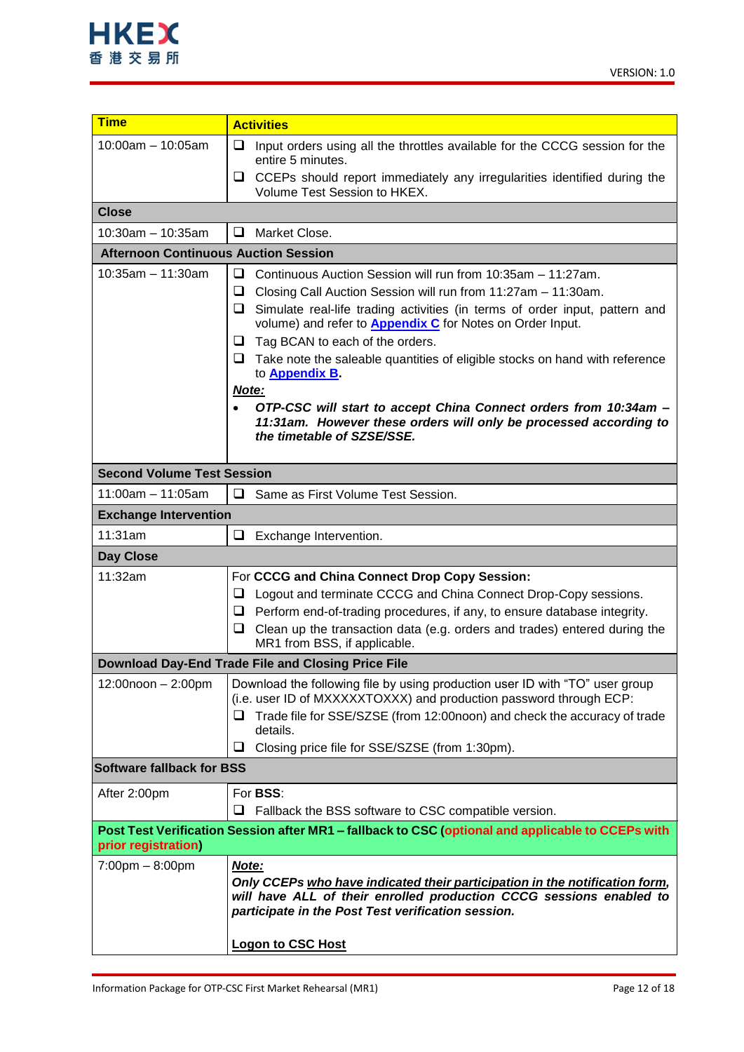| Time | Activities |
| --- | --- |
| 10:00am – 10:05am | ❑ Input orders using all the throttles available for the CCCG session for the entire 5 minutes.<br>❑ CCEPs should report immediately any irregularities identified during the Volume Test Session to HKEX. |
| **Close** | |
| 10:30am – 10:35am | ❑ Market Close. |
| **Afternoon Continuous Auction Session** | |
| 10:35am – 11:30am | ❑ Continuous Auction Session will run from 10:35am – 11:27am.<br>❑ Closing Call Auction Session will run from 11:27am – 11:30am.<br>❑ Simulate real-life trading activities (in terms of order input, pattern and volume) and refer to **Appendix C** for Notes on Order Input.<br>❑ Tag BCAN to each of the orders.<br>❑ Take note the saleable quantities of eligible stocks on hand with reference to **Appendix B**.<br>***Note:***<br>• ***OTP-CSC will start to accept China Connect orders from 10:34am – 11:31am. However these orders will only be processed according to the timetable of SZSE/SSE.*** |
| **Second Volume Test Session** | |
| 11:00am – 11:05am | ❑ Same as First Volume Test Session. |
| **Exchange Intervention** | |
| 11:31am | ❑ Exchange Intervention. |
| **Day Close** | |
| 11:32am | For **CCCG and China Connect Drop Copy Session:**<br>❑ Logout and terminate CCCG and China Connect Drop-Copy sessions.<br>❑ Perform end-of-trading procedures, if any, to ensure database integrity.<br>❑ Clean up the transaction data (e.g. orders and trades) entered during the MR1 from BSS, if applicable. |
| **Download Day-End Trade File and Closing Price File** | |
| 12:00noon – 2:00pm | Download the following file by using production user ID with "TO" user group (i.e. user ID of MXXXXXTOXXX) and production password through ECP:<br>❑ Trade file for SSE/SZSE (from 12:00noon) and check the accuracy of trade details.<br>❑ Closing price file for SSE/SZSE (from 1:30pm). |
| **Software fallback for BSS** | |
| After 2:00pm | For **BSS**:<br>❑ Fallback the BSS software to CSC compatible version. |
| **Post Test Verification Session after MR1 – fallback to CSC (optional and applicable to CCEPs with prior registration)** | |
| 7:00pm – 8:00pm | ***Note:***<br>***Only CCEPs who have indicated their participation in the notification form, will have ALL of their enrolled production CCCG sessions enabled to participate in the Post Test verification session.***<br><br>**Logon to CSC Host** |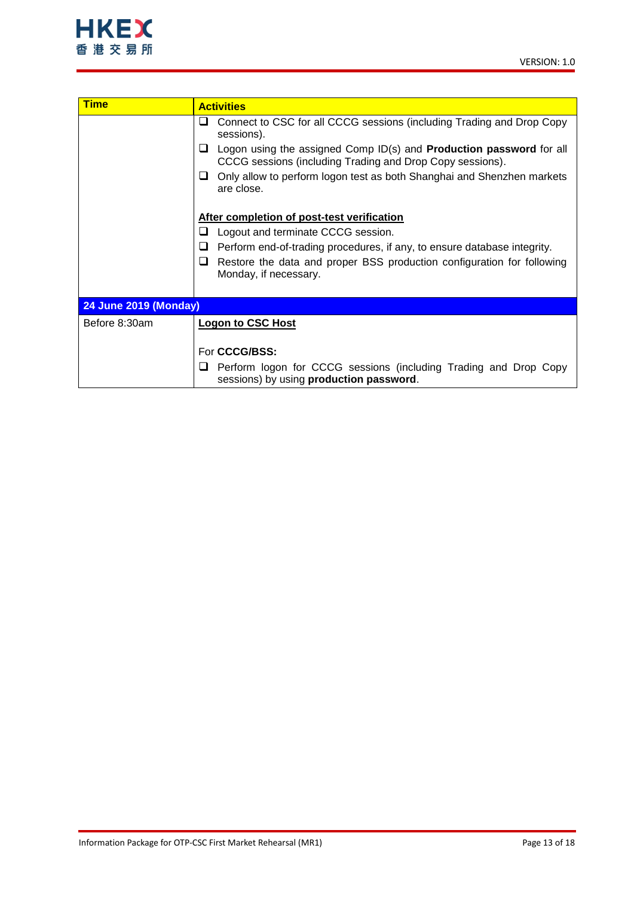| Time | Activities |
| --- | --- |
| | ❑ Connect to CSC for all CCCG sessions (including Trading and Drop Copy sessions).<br>❑ Logon using the assigned Comp ID(s) and **Production password** for all CCCG sessions (including Trading and Drop Copy sessions).<br>❑ Only allow to perform logon test as both Shanghai and Shenzhen markets are close.<br><br>**<u>After completion of post-test verification</u>**<br>❑ Logout and terminate CCCG session.<br>❑ Perform end-of-trading procedures, if any, to ensure database integrity.<br>❑ Restore the data and proper BSS production configuration for following Monday, if necessary. |
| **24 June 2019 (Monday)** | |
| Before 8:30am | **<u>Logon to CSC Host</u>**<br><br>For **CCCG/BSS:**<br>❑ Perform logon for CCCG sessions (including Trading and Drop Copy sessions) by using **production password**. |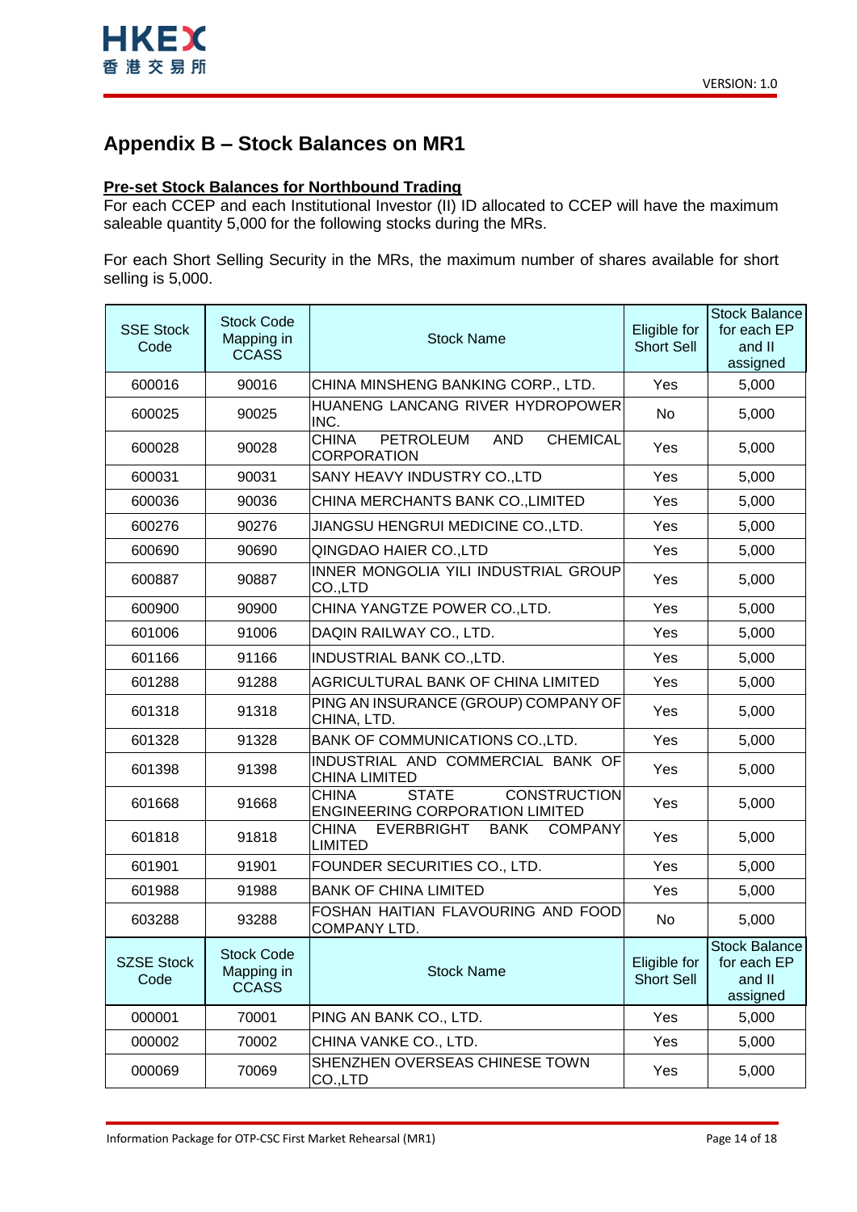## Appendix B – Stock Balances on MR1

**Pre-set Stock Balances for Northbound Trading**

For each CCEP and each Institutional Investor (II) ID allocated to CCEP will have the maximum saleable quantity 5,000 for the following stocks during the MRs.

For each Short Selling Security in the MRs, the maximum number of shares available for short selling is 5,000.

| SSE Stock Code | Stock Code Mapping in CCASS | Stock Name | Eligible for Short Sell | Stock Balance for each EP and II assigned |
|---|---|---|---|---|
| 600016 | 90016 | CHINA MINSHENG BANKING CORP., LTD. | Yes | 5,000 |
| 600025 | 90025 | HUANENG LANCANG RIVER HYDROPOWER INC. | No | 5,000 |
| 600028 | 90028 | CHINA PETROLEUM AND CHEMICAL CORPORATION | Yes | 5,000 |
| 600031 | 90031 | SANY HEAVY INDUSTRY CO.,LTD | Yes | 5,000 |
| 600036 | 90036 | CHINA MERCHANTS BANK CO.,LIMITED | Yes | 5,000 |
| 600276 | 90276 | JIANGSU HENGRUI MEDICINE CO.,LTD. | Yes | 5,000 |
| 600690 | 90690 | QINGDAO HAIER CO.,LTD | Yes | 5,000 |
| 600887 | 90887 | INNER MONGOLIA YILI INDUSTRIAL GROUP CO.,LTD | Yes | 5,000 |
| 600900 | 90900 | CHINA YANGTZE POWER CO.,LTD. | Yes | 5,000 |
| 601006 | 91006 | DAQIN RAILWAY CO., LTD. | Yes | 5,000 |
| 601166 | 91166 | INDUSTRIAL BANK CO.,LTD. | Yes | 5,000 |
| 601288 | 91288 | AGRICULTURAL BANK OF CHINA LIMITED | Yes | 5,000 |
| 601318 | 91318 | PING AN INSURANCE (GROUP) COMPANY OF CHINA, LTD. | Yes | 5,000 |
| 601328 | 91328 | BANK OF COMMUNICATIONS CO.,LTD. | Yes | 5,000 |
| 601398 | 91398 | INDUSTRIAL AND COMMERCIAL BANK OF CHINA LIMITED | Yes | 5,000 |
| 601668 | 91668 | CHINA STATE CONSTRUCTION ENGINEERING CORPORATION LIMITED | Yes | 5,000 |
| 601818 | 91818 | CHINA EVERBRIGHT BANK COMPANY LIMITED | Yes | 5,000 |
| 601901 | 91901 | FOUNDER SECURITIES CO., LTD. | Yes | 5,000 |
| 601988 | 91988 | BANK OF CHINA LIMITED | Yes | 5,000 |
| 603288 | 93288 | FOSHAN HAITIAN FLAVOURING AND FOOD COMPANY LTD. | No | 5,000 |
| **SZSE Stock Code** | **Stock Code Mapping in CCASS** | **Stock Name** | **Eligible for Short Sell** | **Stock Balance for each EP and II assigned** |
| 000001 | 70001 | PING AN BANK CO., LTD. | Yes | 5,000 |
| 000002 | 70002 | CHINA VANKE CO., LTD. | Yes | 5,000 |
| 000069 | 70069 | SHENZHEN OVERSEAS CHINESE TOWN CO.,LTD | Yes | 5,000 |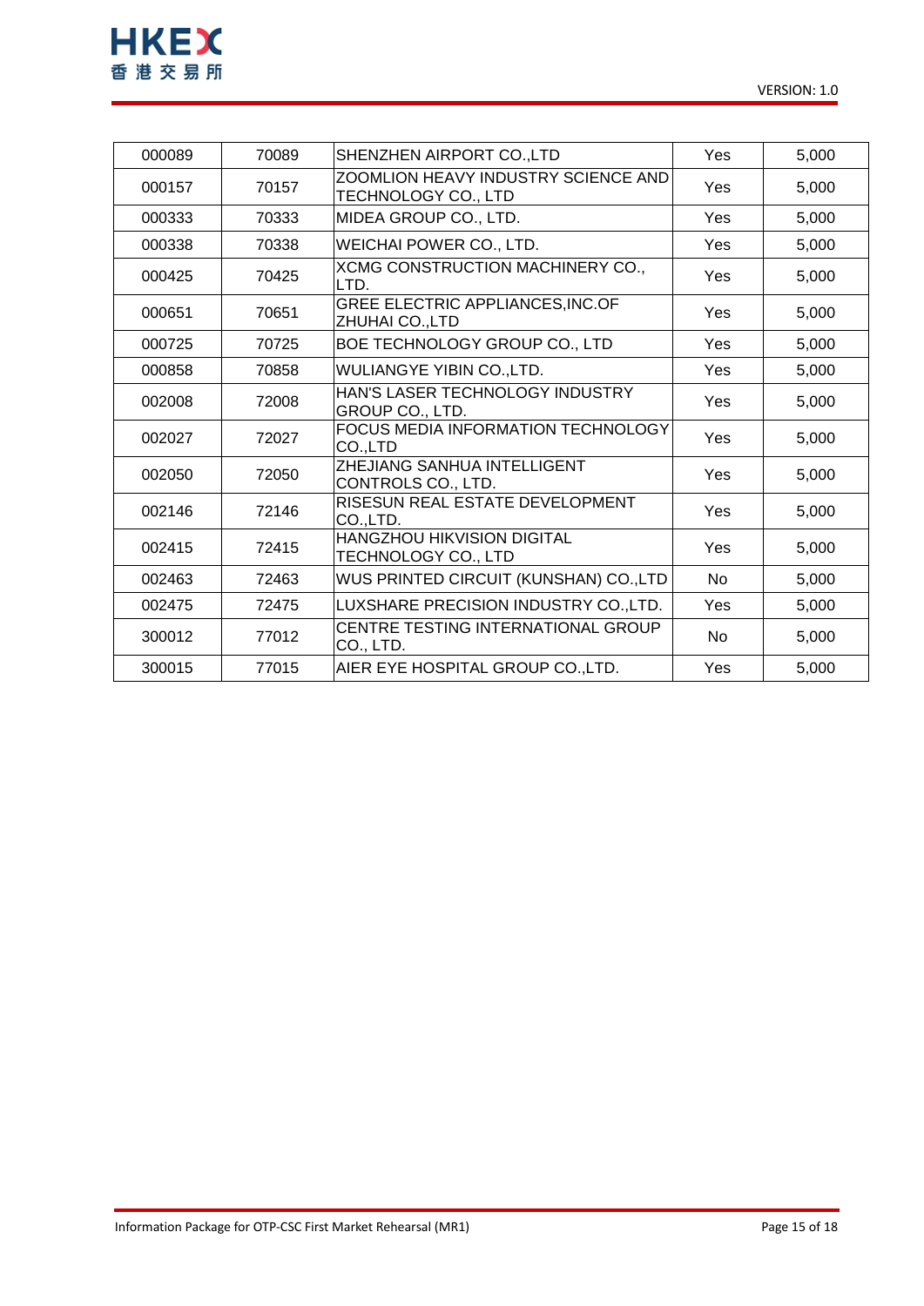| 000089 | 70089 | SHENZHEN AIRPORT CO.,LTD | Yes | 5,000 |
|---|---|---|---|---|
| 000157 | 70157 | ZOOMLION HEAVY INDUSTRY SCIENCE AND TECHNOLOGY CO., LTD | Yes | 5,000 |
| 000333 | 70333 | MIDEA GROUP CO., LTD. | Yes | 5,000 |
| 000338 | 70338 | WEICHAI POWER CO., LTD. | Yes | 5,000 |
| 000425 | 70425 | XCMG CONSTRUCTION MACHINERY CO., LTD. | Yes | 5,000 |
| 000651 | 70651 | GREE ELECTRIC APPLIANCES,INC.OF ZHUHAI CO.,LTD | Yes | 5,000 |
| 000725 | 70725 | BOE TECHNOLOGY GROUP CO., LTD | Yes | 5,000 |
| 000858 | 70858 | WULIANGYE YIBIN CO.,LTD. | Yes | 5,000 |
| 002008 | 72008 | HAN'S LASER TECHNOLOGY INDUSTRY GROUP CO., LTD. | Yes | 5,000 |
| 002027 | 72027 | FOCUS MEDIA INFORMATION TECHNOLOGY CO.,LTD | Yes | 5,000 |
| 002050 | 72050 | ZHEJIANG SANHUA INTELLIGENT CONTROLS CO., LTD. | Yes | 5,000 |
| 002146 | 72146 | RISESUN REAL ESTATE DEVELOPMENT CO.,LTD. | Yes | 5,000 |
| 002415 | 72415 | HANGZHOU HIKVISION DIGITAL TECHNOLOGY CO., LTD | Yes | 5,000 |
| 002463 | 72463 | WUS PRINTED CIRCUIT (KUNSHAN) CO.,LTD | No | 5,000 |
| 002475 | 72475 | LUXSHARE PRECISION INDUSTRY CO.,LTD. | Yes | 5,000 |
| 300012 | 77012 | CENTRE TESTING INTERNATIONAL GROUP CO., LTD. | No | 5,000 |
| 300015 | 77015 | AIER EYE HOSPITAL GROUP CO.,LTD. | Yes | 5,000 |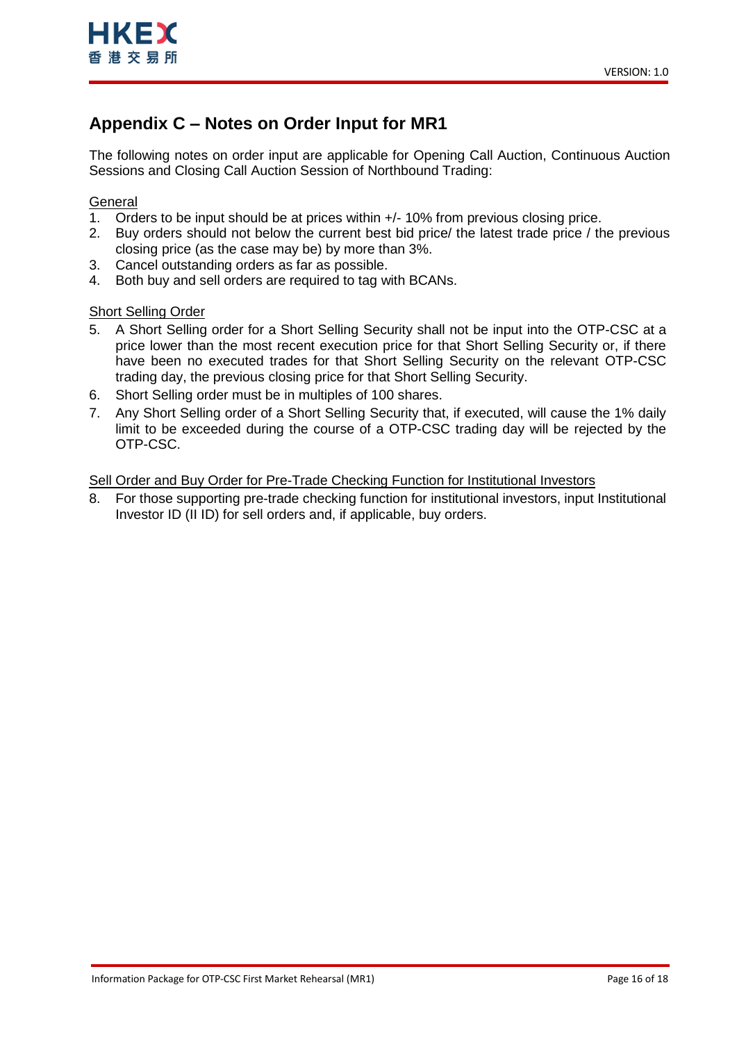# Appendix C – Notes on Order Input for MR1

The following notes on order input are applicable for Opening Call Auction, Continuous Auction Sessions and Closing Call Auction Session of Northbound Trading:

<u>General</u>

1. Orders to be input should be at prices within +/- 10% from previous closing price.
2. Buy orders should not below the current best bid price/ the latest trade price / the previous closing price (as the case may be) by more than 3%.
3. Cancel outstanding orders as far as possible.
4. Both buy and sell orders are required to tag with BCANs.

<u>Short Selling Order</u>

5. A Short Selling order for a Short Selling Security shall not be input into the OTP-CSC at a price lower than the most recent execution price for that Short Selling Security or, if there have been no executed trades for that Short Selling Security on the relevant OTP-CSC trading day, the previous closing price for that Short Selling Security.
6. Short Selling order must be in multiples of 100 shares.
7. Any Short Selling order of a Short Selling Security that, if executed, will cause the 1% daily limit to be exceeded during the course of a OTP-CSC trading day will be rejected by the OTP-CSC.

<u>Sell Order and Buy Order for Pre-Trade Checking Function for Institutional Investors</u>

8. For those supporting pre-trade checking function for institutional investors, input Institutional Investor ID (II ID) for sell orders and, if applicable, buy orders.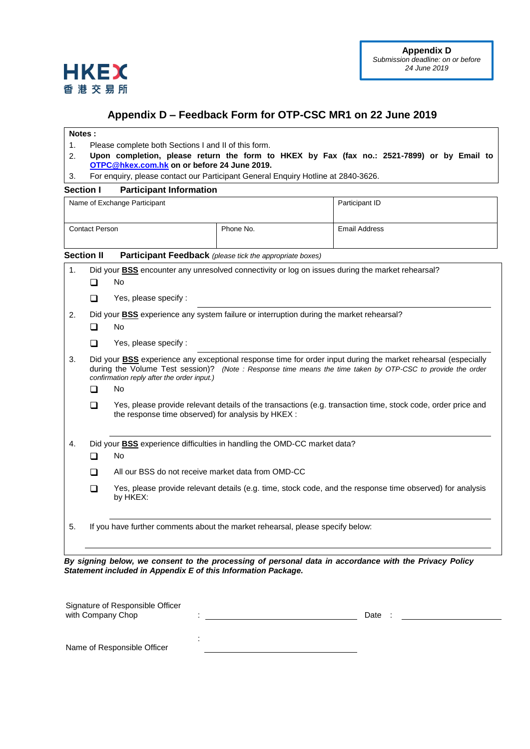**Appendix D**
*Submission deadline: on or before 24 June 2019*

HKEX
香港交易所

# Appendix D – Feedback Form for OTP-CSC MR1 on 22 June 2019

**Notes :**

1. Please complete both Sections I and II of this form.
2. **Upon completion, please return the form to HKEX by Fax (fax no.: 2521-7899) or by Email to OTPC@hkex.com.hk on or before 24 June 2019.**
3. For enquiry, please contact our Participant General Enquiry Hotline at 2840-3626.

## Section I Participant Information

| Name of Exchange Participant | | Participant ID |
|---|---|---|
| Contact Person | Phone No. | Email Address |

## Section II Participant Feedback *(please tick the appropriate boxes)*

1. Did your **BSS** encounter any unresolved connectivity or log on issues during the market rehearsal?
   - ❑ No
   - ❑ Yes, please specify : ______________________
2. Did your **BSS** experience any system failure or interruption during the market rehearsal?
   - ❑ No
   - ❑ Yes, please specify : ______________________
3. Did your **BSS** experience any exceptional response time for order input during the market rehearsal (especially during the Volume Test session)? *(Note : Response time means the time taken by OTP-CSC to provide the order confirmation reply after the order input.)*
   - ❑ No
   - ❑ Yes, please provide relevant details of the transactions (e.g. transaction time, stock code, order price and the response time observed) for analysis by HKEX :

   ______________________
4. Did your **BSS** experience difficulties in handling the OMD-CC market data?
   - ❑ No
   - ❑ All our BSS do not receive market data from OMD-CC
   - ❑ Yes, please provide relevant details (e.g. time, stock code, and the response time observed) for analysis by HKEX:

   ______________________
5. If you have further comments about the market rehearsal, please specify below:

   ______________________

***By signing below, we consent to the processing of personal data in accordance with the Privacy Policy Statement included in Appendix E of this Information Package.***

Signature of Responsible Officer with Company Chop : ______________________ Date : ______________________

Name of Responsible Officer : ______________________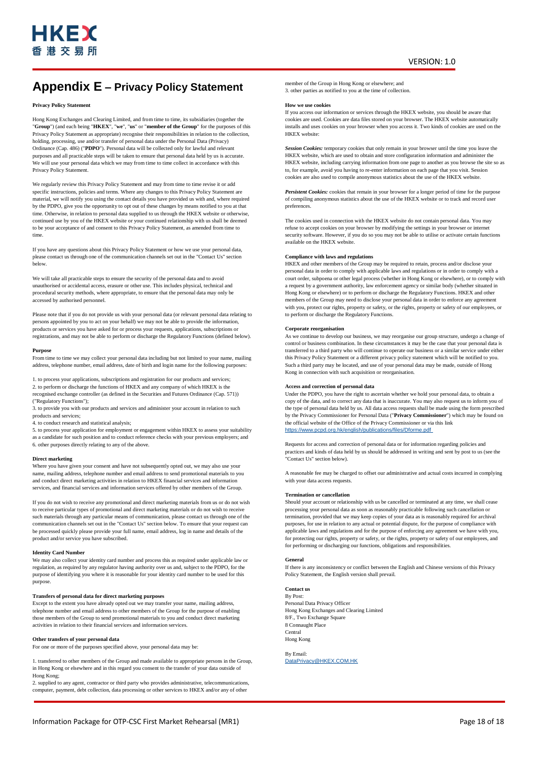# Appendix E – Privacy Policy Statement

**Privacy Policy Statement**

Hong Kong Exchanges and Clearing Limited, and from time to time, its subsidiaries (together the "**Group**") (and each being "**HKEX**", "**we**", "**us**" or "**member of the Group**" for the purposes of this Privacy Policy Statement as appropriate) recognise their responsibilities in relation to the collection, holding, processing, use and/or transfer of personal data under the Personal Data (Privacy) Ordinance (Cap. 486) ("**PDPO**"). Personal data will be collected only for lawful and relevant purposes and all practicable steps will be taken to ensure that personal data held by us is accurate. We will use your personal data which we may from time to time collect in accordance with this Privacy Policy Statement.

We regularly review this Privacy Policy Statement and may from time to time revise it or add specific instructions, policies and terms. Where any changes to this Privacy Policy Statement are material, we will notify you using the contact details you have provided us with and, where required by the PDPO, give you the opportunity to opt out of these changes by means notified to you at that time. Otherwise, in relation to personal data supplied to us through the HKEX website or otherwise, continued use by you of the HKEX website or your continued relationship with us shall be deemed to be your acceptance of and consent to this Privacy Policy Statement, as amended from time to time.

If you have any questions about this Privacy Policy Statement or how we use your personal data, please contact us through one of the communication channels set out in the "Contact Us" section below.

We will take all practicable steps to ensure the security of the personal data and to avoid unauthorised or accidental access, erasure or other use. This includes physical, technical and procedural security methods, where appropriate, to ensure that the personal data may only be accessed by authorised personnel.

Please note that if you do not provide us with your personal data (or relevant personal data relating to persons appointed by you to act on your behalf) we may not be able to provide the information, products or services you have asked for or process your requests, applications, subscriptions or registrations, and may not be able to perform or discharge the Regulatory Functions (defined below).

**Purpose**

From time to time we may collect your personal data including but not limited to your name, mailing address, telephone number, email address, date of birth and login name for the following purposes:

1. to process your applications, subscriptions and registration for our products and services;
2. to perform or discharge the functions of HKEX and any company of which HKEX is the recognised exchange controller (as defined in the Securities and Futures Ordinance (Cap. 571)) ("Regulatory Functions");
3. to provide you with our products and services and administer your account in relation to such products and services;
4. to conduct research and statistical analysis;
5. to process your application for employment or engagement within HKEX to assess your suitability as a candidate for such position and to conduct reference checks with your previous employers; and
6. other purposes directly relating to any of the above.

**Direct marketing**

Where you have given your consent and have not subsequently opted out, we may also use your name, mailing address, telephone number and email address to send promotional materials to you and conduct direct marketing activities in relation to HKEX financial services and information services, and financial services and information services offered by other members of the Group.

If you do not wish to receive any promotional and direct marketing materials from us or do not wish to receive particular types of promotional and direct marketing materials or do not wish to receive such materials through any particular means of communication, please contact us through one of the communication channels set out in the "Contact Us" section below. To ensure that your request can be processed quickly please provide your full name, email address, log in name and details of the product and/or service you have subscribed.

**Identity Card Number**

We may also collect your identity card number and process this as required under applicable law or regulation, as required by any regulator having authority over us and, subject to the PDPO, for the purpose of identifying you where it is reasonable for your identity card number to be used for this purpose.

**Transfers of personal data for direct marketing purposes**

Except to the extent you have already opted out we may transfer your name, mailing address, telephone number and email address to other members of the Group for the purpose of enabling those members of the Group to send promotional materials to you and conduct direct marketing activities in relation to their financial services and information services.

**Other transfers of your personal data**

For one or more of the purposes specified above, your personal data may be:

1. transferred to other members of the Group and made available to appropriate persons in the Group, in Hong Kong or elsewhere and in this regard you consent to the transfer of your data outside of Hong Kong;
2. supplied to any agent, contractor or third party who provides administrative, telecommunications, computer, payment, debt collection, data processing or other services to HKEX and/or any of other member of the Group in Hong Kong or elsewhere; and
3. other parties as notified to you at the time of collection.

**How we use cookies**

If you access our information or services through the HKEX website, you should be aware that cookies are used. Cookies are data files stored on your browser. The HKEX website automatically installs and uses cookies on your browser when you access it. Two kinds of cookies are used on the HKEX website:

***Session Cookies:*** temporary cookies that only remain in your browser until the time you leave the HKEX website, which are used to obtain and store configuration information and administer the HKEX website, including carrying information from one page to another as you browse the site so as to, for example, avoid you having to re-enter information on each page that you visit. Session cookies are also used to compile anonymous statistics about the use of the HKEX website.

***Persistent Cookies:*** cookies that remain in your browser for a longer period of time for the purpose of compiling anonymous statistics about the use of the HKEX website or to track and record user preferences.

The cookies used in connection with the HKEX website do not contain personal data. You may refuse to accept cookies on your browser by modifying the settings in your browser or internet security software. However, if you do so you may not be able to utilise or activate certain functions available on the HKEX website.

**Compliance with laws and regulations**

HKEX and other members of the Group may be required to retain, process and/or disclose your personal data in order to comply with applicable laws and regulations or in order to comply with a court order, subpoena or other legal process (whether in Hong Kong or elsewhere), or to comply with a request by a government authority, law enforcement agency or similar body (whether situated in Hong Kong or elsewhere) or to perform or discharge the Regulatory Functions. HKEX and other members of the Group may need to disclose your personal data in order to enforce any agreement with you, protect our rights, property or safety, or the rights, property or safety of our employees, or to perform or discharge the Regulatory Functions.

**Corporate reorganisation**

As we continue to develop our business, we may reorganise our group structure, undergo a change of control or business combination. In these circumstances it may be the case that your personal data is transferred to a third party who will continue to operate our business or a similar service under either this Privacy Policy Statement or a different privacy policy statement which will be notified to you. Such a third party may be located, and use of your personal data may be made, outside of Hong Kong in connection with such acquisition or reorganisation.

**Access and correction of personal data**

Under the PDPO, you have the right to ascertain whether we hold your personal data, to obtain a copy of the data, and to correct any data that is inaccurate. You may also request us to inform you of the type of personal data held by us. All data access requests shall be made using the form prescribed by the Privacy Commissioner for Personal Data ("**Privacy Commissioner**") which may be found on the official website of the Office of the Privacy Commissioner or via this link https://www.pcpd.org.hk/english/publications/files/Dforme.pdf

Requests for access and correction of personal data or for information regarding policies and practices and kinds of data held by us should be addressed in writing and sent by post to us (see the "Contact Us" section below).

A reasonable fee may be charged to offset our administrative and actual costs incurred in complying with your data access requests.

**Termination or cancellation**

Should your account or relationship with us be cancelled or terminated at any time, we shall cease processing your personal data as soon as reasonably practicable following such cancellation or termination, provided that we may keep copies of your data as is reasonably required for archival purposes, for use in relation to any actual or potential dispute, for the purpose of compliance with applicable laws and regulations and for the purpose of enforcing any agreement we have with you, for protecting our rights, property or safety, or the rights, property or safety of our employees, and for performing or discharging our functions, obligations and responsibilities.

**General**

If there is any inconsistency or conflict between the English and Chinese versions of this Privacy Policy Statement, the English version shall prevail.

**Contact us**

By Post:
Personal Data Privacy Officer
Hong Kong Exchanges and Clearing Limited
8/F., Two Exchange Square
8 Connaught Place
Central
Hong Kong

By Email:
DataPrivacy@HKEX.COM.HK